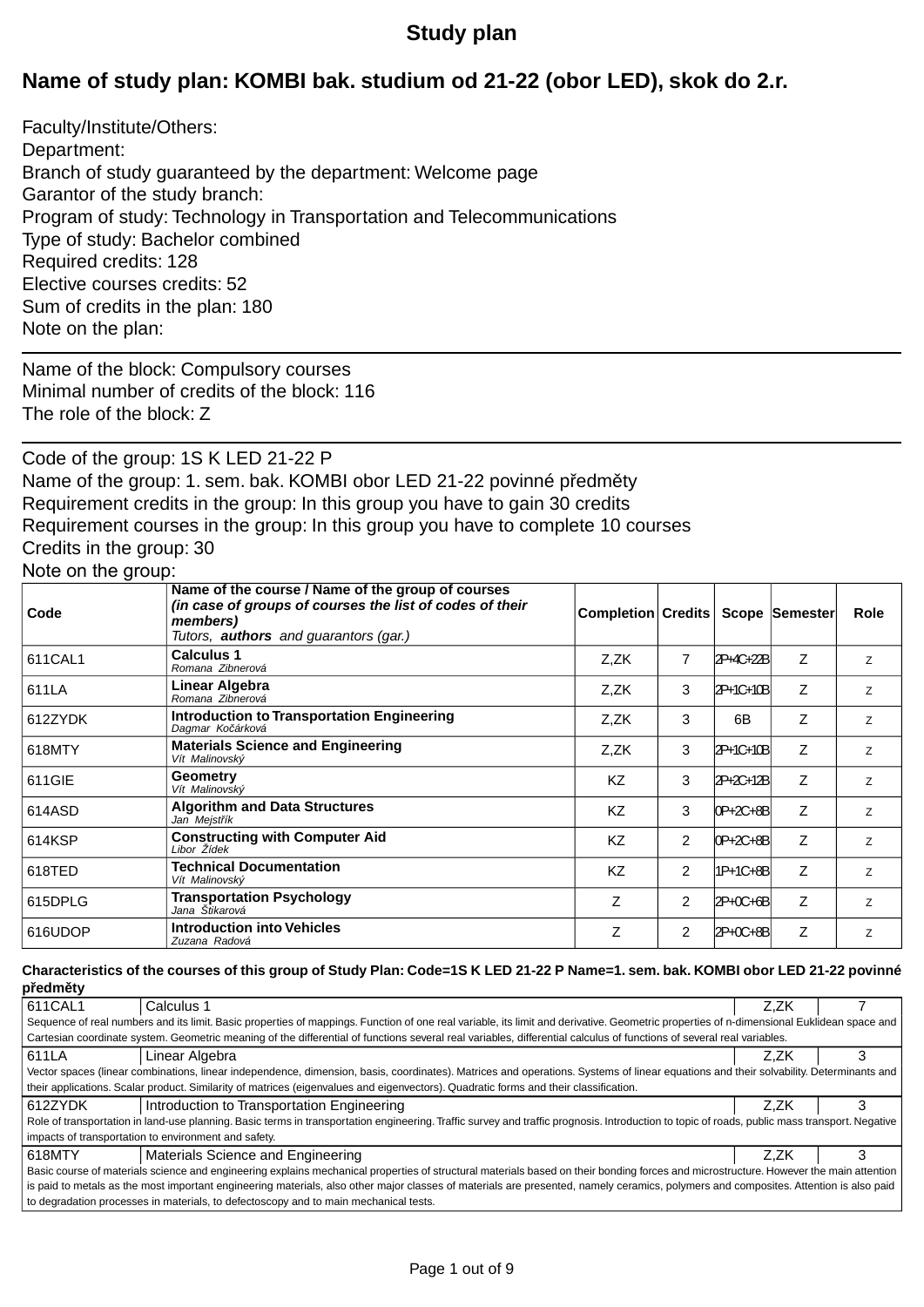# Study plan

## Name of study plan: KOMBI bak. studium od 21-22 (obor LED), skok do 2.r.

Faculty/Institute/Others:
Department:
Branch of study guaranteed by the department: Welcome page
Garantor of the study branch:
Program of study: Technology in Transportation and Telecommunications
Type of study: Bachelor combined
Required credits: 128
Elective courses credits: 52
Sum of credits in the plan: 180
Note on the plan:

---

Name of the block: Compulsory courses
Minimal number of credits of the block: 116
The role of the block: Z

---

Code of the group: 1S K LED 21-22 P
Name of the group: 1. sem. bak. KOMBI obor LED 21-22 povinné předměty
Requirement credits in the group: In this group you have to gain 30 credits
Requirement courses in the group: In this group you have to complete 10 courses
Credits in the group: 30
Note on the group:

| Code | Name of the course / Name of the group of courses *(in case of groups of courses the list of codes of their members)* *Tutors, **authors** and guarantors (gar.)* | Completion | Credits | Scope | Semester | Role |
|---|---|---|---|---|---|---|
| 611CAL1 | **Calculus 1** *Romana Zibnerová* | Z,ZK | 7 | 2P+4C+22B | Z | z |
| 611LA | **Linear Algebra** *Romana Zibnerová* | Z,ZK | 3 | 2P+1C+10B | Z | z |
| 612ZYDK | **Introduction to Transportation Engineering** *Dagmar Kočárková* | Z,ZK | 3 | 6B | Z | z |
| 618MTY | **Materials Science and Engineering** *Vít Malinovský* | Z,ZK | 3 | 2P+1C+10B | Z | z |
| 611GIE | **Geometry** *Vít Malinovský* | KZ | 3 | 2P+2C+12B | Z | z |
| 614ASD | **Algorithm and Data Structures** *Jan Mejstřík* | KZ | 3 | 0P+2C+8B | Z | z |
| 614KSP | **Constructing with Computer Aid** *Libor Žídek* | KZ | 2 | 0P+2C+8B | Z | z |
| 618TED | **Technical Documentation** *Vít Malinovský* | KZ | 2 | 1P+1C+8B | Z | z |
| 615DPLG | **Transportation Psychology** *Jana Štikarová* | Z | 2 | 2P+0C+6B | Z | z |
| 616UDOP | **Introduction into Vehicles** *Zuzana Radová* | Z | 2 | 2P+0C+8B | Z | z |

**Characteristics of the courses of this group of Study Plan: Code=1S K LED 21-22 P Name=1. sem. bak. KOMBI obor LED 21-22 povinné předměty**

| 611CAL1 | Calculus 1 | Z,ZK | 7 |
|---|---|---|---|
| Sequence of real numbers and its limit. Basic properties of mappings. Function of one real variable, its limit and derivative. Geometric properties of n-dimensional Euklidean space and Cartesian coordinate system. Geometric meaning of the differential of functions several real variables, differential calculus of functions of several real variables. | | | |
| 611LA | Linear Algebra | Z,ZK | 3 |
| Vector spaces (linear combinations, linear independence, dimension, basis, coordinates). Matrices and operations. Systems of linear equations and their solvability. Determinants and their applications. Scalar product. Similarity of matrices (eigenvalues and eigenvectors). Quadratic forms and their classification. | | | |
| 612ZYDK | Introduction to Transportation Engineering | Z,ZK | 3 |
| Role of transportation in land-use planning. Basic terms in transportation engineering. Traffic survey and traffic prognosis. Introduction to topic of roads, public mass transport. Negative impacts of transportation to environment and safety. | | | |
| 618MTY | Materials Science and Engineering | Z,ZK | 3 |
| Basic course of materials science and engineering explains mechanical properties of structural materials based on their bonding forces and microstructure. However the main attention is paid to metals as the most important engineering materials, also other major classes of materials are presented, namely ceramics, polymers and composites. Attention is also paid to degradation processes in materials, to defectoscopy and to main mechanical tests. | | | |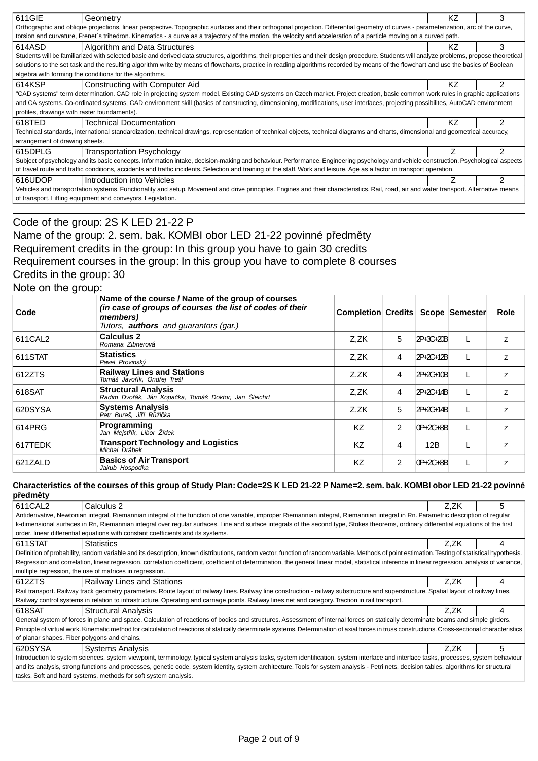| | | | |
|---|---|---|---|
| 611GIE | Geometry | KZ | 3 |

Orthographic and oblique projections, linear perspective. Topographic surfaces and their orthogonal projection. Differential geometry of curves - parameterization, arc of the curve, torsion and curvature, Frenet`s trihedron. Kinematics - a curve as a trajectory of the motion, the velocity and acceleration of a particle moving on a curved path.

| | | | |
|---|---|---|---|
| 614ASD | Algorithm and Data Structures | KZ | 3 |

Students will be familiarized with selected basic and derived data structures, algorithms, their properties and their design procedure. Students will analyze problems, propose theoretical solutions to the set task and the resulting algorithm write by means of flowcharts, practice in reading algorithms recorded by means of the flowchart and use the basics of Boolean algebra with forming the conditions for the algorithms.

| | | | |
|---|---|---|---|
| 614KSP | Constructing with Computer Aid | KZ | 2 |

"CAD systems" term determination. CAD role in projecting system model. Existing CAD systems on Czech market. Project creation, basic common work rules in graphic applications and CA systems. Co-ordinated systems, CAD environment skill (basics of constructing, dimensioning, modifications, user interfaces, projecting possibilites, AutoCAD environment profiles, drawings with raster foundaments).

| | | | |
|---|---|---|---|
| 618TED | Technical Documentation | KZ | 2 |

Technical standards, international standardization, technical drawings, representation of technical objects, technical diagrams and charts, dimensional and geometrical accuracy, arrangement of drawing sheets.

| | | | |
|---|---|---|---|
| 615DPLG | Transportation Psychology | Z | 2 |

Subject of psychology and its basic concepts. Information intake, decision-making and behaviour. Performance. Engineering psychology and vehicle construction. Psychological aspects of travel route and traffic conditions, accidents and traffic incidents. Selection and training of the staff. Work and leisure. Age as a factor in transport operation.

| | | | |
|---|---|---|---|
| 616UDOP | Introduction into Vehicles | Z | 2 |

Vehicles and transportation systems. Functionality and setup. Movement and drive principles. Engines and their characteristics. Rail, road, air and water transport. Alternative means of transport. Lifting equipment and conveyors. Legislation.

Code of the group: 2S K LED 21-22 P
Name of the group: 2. sem. bak. KOMBI obor LED 21-22 povinné předměty
Requirement credits in the group: In this group you have to gain 30 credits
Requirement courses in the group: In this group you have to complete 8 courses
Credits in the group: 30
Note on the group:

| Code | Name of the course / Name of the group of courses *(in case of groups of courses the list of codes of their members)* Tutors, ***authors*** and guarantors (gar.) | Completion | Credits | Scope | Semester | Role |
|---|---|---|---|---|---|---|
| 611CAL2 | **Calculus 2** *Romana Zibnerová* | Z,ZK | 5 | 2P+3C+20B | L | z |
| 611STAT | **Statistics** *Pavel Provinský* | Z,ZK | 4 | 2P+2C+12B | L | z |
| 612ZTS | **Railway Lines and Stations** *Tomáš Javořík, Ondřej Trešl* | Z,ZK | 4 | 2P+2C+10B | L | z |
| 618SAT | **Structural Analysis** *Radim Dvořák, Ján Kopačka, Tomáš Doktor, Jan Šleichrt* | Z,ZK | 4 | 2P+2C+14B | L | z |
| 620SYSA | **Systems Analysis** *Petr Bureš, Jiří Růžička* | Z,ZK | 5 | 2P+2C+14B | L | z |
| 614PRG | **Programming** *Jan Mejstřík, Libor Žídek* | KZ | 2 | 0P+2C+8B | L | z |
| 617TEDK | **Transport Technology and Logistics** *Michal Drábek* | KZ | 4 | 12B | L | z |
| 621ZALD | **Basics of Air Transport** *Jakub Hospodka* | KZ | 2 | 0P+2C+8B | L | z |

**Characteristics of the courses of this group of Study Plan: Code=2S K LED 21-22 P Name=2. sem. bak. KOMBI obor LED 21-22 povinné předměty**

| | | | |
|---|---|---|---|
| 611CAL2 | Calculus 2 | Z,ZK | 5 |

Antiderivative, Newtonian integral, Riemannian integral of the function of one variable, improper Riemannian integral, Riemannian integral in Rn. Parametric description of regular k-dimensional surfaces in Rn, Riemannian integral over regular surfaces. Line and surface integrals of the second type, Stokes theorems, ordinary differential equations of the first order, linear differential equations with constant coefficients and its systems.

| | | | |
|---|---|---|---|
| 611STAT | Statistics | Z,ZK | 4 |

Definition of probability, random variable and its description, known distributions, random vector, function of random variable. Methods of point estimation. Testing of statistical hypothesis. Regression and correlation, linear regression, correlation coefficient, coefficient of determination, the general linear model, statistical inference in linear regression, analysis of variance, multiple regression, the use of matrices in regression.

| | | | |
|---|---|---|---|
| 612ZTS | Railway Lines and Stations | Z,ZK | 4 |

Rail transport. Railway track geometry parameters. Route layout of railway lines. Railway line construction - railway substructure and superstructure. Spatial layout of railway lines. Railway control systems in relation to infrastructure. Operating and carriage points. Railway lines net and category. Traction in rail transport.

| | | | |
|---|---|---|---|
| 618SAT | Structural Analysis | Z,ZK | 4 |

General system of forces in plane and space. Calculation of reactions of bodies and structures. Assessment of internal forces on statically determinate beams and simple girders. Principle of virtual work. Kinematic method for calculation of reactions of statically determinate systems. Determination of axial forces in truss constructions. Cross-sectional characteristics of planar shapes. Fiber polygons and chains.

| | | | |
|---|---|---|---|
| 620SYSA | Systems Analysis | Z,ZK | 5 |

Introduction to system sciences, system viewpoint, terminology, typical system analysis tasks, system identification, system interface and interface tasks, processes, system behaviour and its analysis, strong functions and processes, genetic code, system identity, system architecture. Tools for system analysis - Petri nets, decision tables, algorithms for structural tasks. Soft and hard systems, methods for soft system analysis.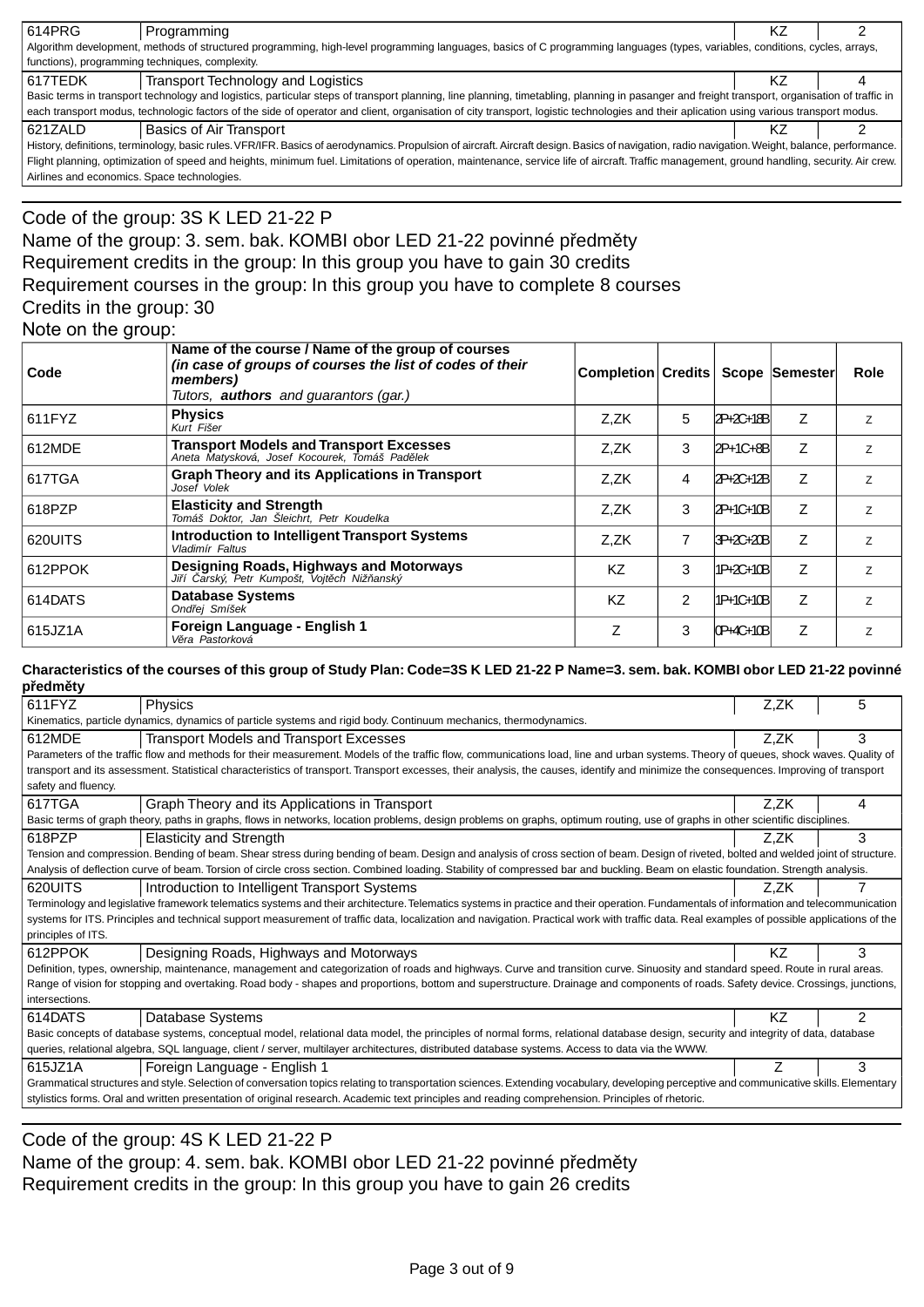| 614PRG | Programming | KZ | 2 |
|---|---|---|---|
| Algorithm development, methods of structured programming, high-level programming languages, basics of C programming languages (types, variables, conditions, cycles, arrays, functions), programming techniques, complexity. | | | |
| 617TEDK | Transport Technology and Logistics | KZ | 4 |
| Basic terms in transport technology and logistics, particular steps of transport planning, line planning, timetabling, planning in pasanger and freight transport, organisation of traffic in each transport modus, technologic factors of the side of operator and client, organisation of city transport, logistic technologies and their aplication using various transport modus. | | | |
| 621ZALD | Basics of Air Transport | KZ | 2 |
| History, definitions, terminology, basic rules. VFR/IFR. Basics of aerodynamics. Propulsion of aircraft. Aircraft design. Basics of navigation, radio navigation. Weight, balance, performance. Flight planning, optimization of speed and heights, minimum fuel. Limitations of operation, maintenance, service life of aircraft. Traffic management, ground handling, security. Air crew. Airlines and economics. Space technologies. | | | |

Code of the group: 3S K LED 21-22 P
Name of the group: 3. sem. bak. KOMBI obor LED 21-22 povinné předměty
Requirement credits in the group: In this group you have to gain 30 credits
Requirement courses in the group: In this group you have to complete 8 courses
Credits in the group: 30
Note on the group:

| Code | Name of the course / Name of the group of courses *(in case of groups of courses the list of codes of their members)* *Tutors, **authors** and guarantors (gar.)* | Completion | Credits | Scope | Semester | Role |
|---|---|---|---|---|---|---|
| 611FYZ | **Physics** *Kurt Fišer* | Z,ZK | 5 | 2P+2C+18B | Z | z |
| 612MDE | **Transport Models and Transport Excesses** *Aneta Matysková, Josef Kocourek, Tomáš Padělek* | Z,ZK | 3 | 2P+1C+8B | Z | z |
| 617TGA | **Graph Theory and its Applications in Transport** *Josef Volek* | Z,ZK | 4 | 2P+2C+12B | Z | z |
| 618PZP | **Elasticity and Strength** *Tomáš Doktor, Jan Šleichrt, Petr Koudelka* | Z,ZK | 3 | 2P+1C+10B | Z | z |
| 620UITS | **Introduction to Intelligent Transport Systems** *Vladimír Faltus* | Z,ZK | 7 | 3P+2C+20B | Z | z |
| 612PPOK | **Designing Roads, Highways and Motorways** *Jiří Čarský, Petr Kumpošt, Vojtěch Nižňanský* | KZ | 3 | 1P+2C+10B | Z | z |
| 614DATS | **Database Systems** *Ondřej Smíšek* | KZ | 2 | 1P+1C+10B | Z | z |
| 615JZ1A | **Foreign Language - English 1** *Věra Pastorková* | Z | 3 | 0P+4C+10B | Z | z |

**Characteristics of the courses of this group of Study Plan: Code=3S K LED 21-22 P Name=3. sem. bak. KOMBI obor LED 21-22 povinné předměty**

| 611FYZ | Physics | Z,ZK | 5 |
|---|---|---|---|
| Kinematics, particle dynamics, dynamics of particle systems and rigid body. Continuum mechanics, thermodynamics. | | | |
| 612MDE | Transport Models and Transport Excesses | Z,ZK | 3 |
| Parameters of the traffic flow and methods for their measurement. Models of the traffic flow, communications load, line and urban systems. Theory of queues, shock waves. Quality of transport and its assessment. Statistical characteristics of transport. Transport excesses, their analysis, the causes, identify and minimize the consequences. Improving of transport safety and fluency. | | | |
| 617TGA | Graph Theory and its Applications in Transport | Z,ZK | 4 |
| Basic terms of graph theory, paths in graphs, flows in networks, location problems, design problems on graphs, optimum routing, use of graphs in other scientific disciplines. | | | |
| 618PZP | Elasticity and Strength | Z,ZK | 3 |
| Tension and compression. Bending of beam. Shear stress during bending of beam. Design and analysis of cross section of beam. Design of riveted, bolted and welded joint of structure. Analysis of deflection curve of beam. Torsion of circle cross section. Combined loading. Stability of compressed bar and buckling. Beam on elastic foundation. Strength analysis. | | | |
| 620UITS | Introduction to Intelligent Transport Systems | Z,ZK | 7 |
| Terminology and legislative framework telematics systems and their architecture. Telematics systems in practice and their operation. Fundamentals of information and telecommunication systems for ITS. Principles and technical support measurement of traffic data, localization and navigation. Practical work with traffic data. Real examples of possible applications of the principles of ITS. | | | |
| 612PPOK | Designing Roads, Highways and Motorways | KZ | 3 |
| Definition, types, ownership, maintenance, management and categorization of roads and highways. Curve and transition curve. Sinuosity and standard speed. Route in rural areas. Range of vision for stopping and overtaking. Road body - shapes and proportions, bottom and superstructure. Drainage and components of roads. Safety device. Crossings, junctions, intersections. | | | |
| 614DATS | Database Systems | KZ | 2 |
| Basic concepts of database systems, conceptual model, relational data model, the principles of normal forms, relational database design, security and integrity of data, database queries, relational algebra, SQL language, client / server, multilayer architectures, distributed database systems. Access to data via the WWW. | | | |
| 615JZ1A | Foreign Language - English 1 | Z | 3 |
| Grammatical structures and style. Selection of conversation topics relating to transportation sciences. Extending vocabulary, developing perceptive and communicative skills. Elementary stylistics forms. Oral and written presentation of original research. Academic text principles and reading comprehension. Principles of rhetoric. | | | |

Code of the group: 4S K LED 21-22 P
Name of the group: 4. sem. bak. KOMBI obor LED 21-22 povinné předměty
Requirement credits in the group: In this group you have to gain 26 credits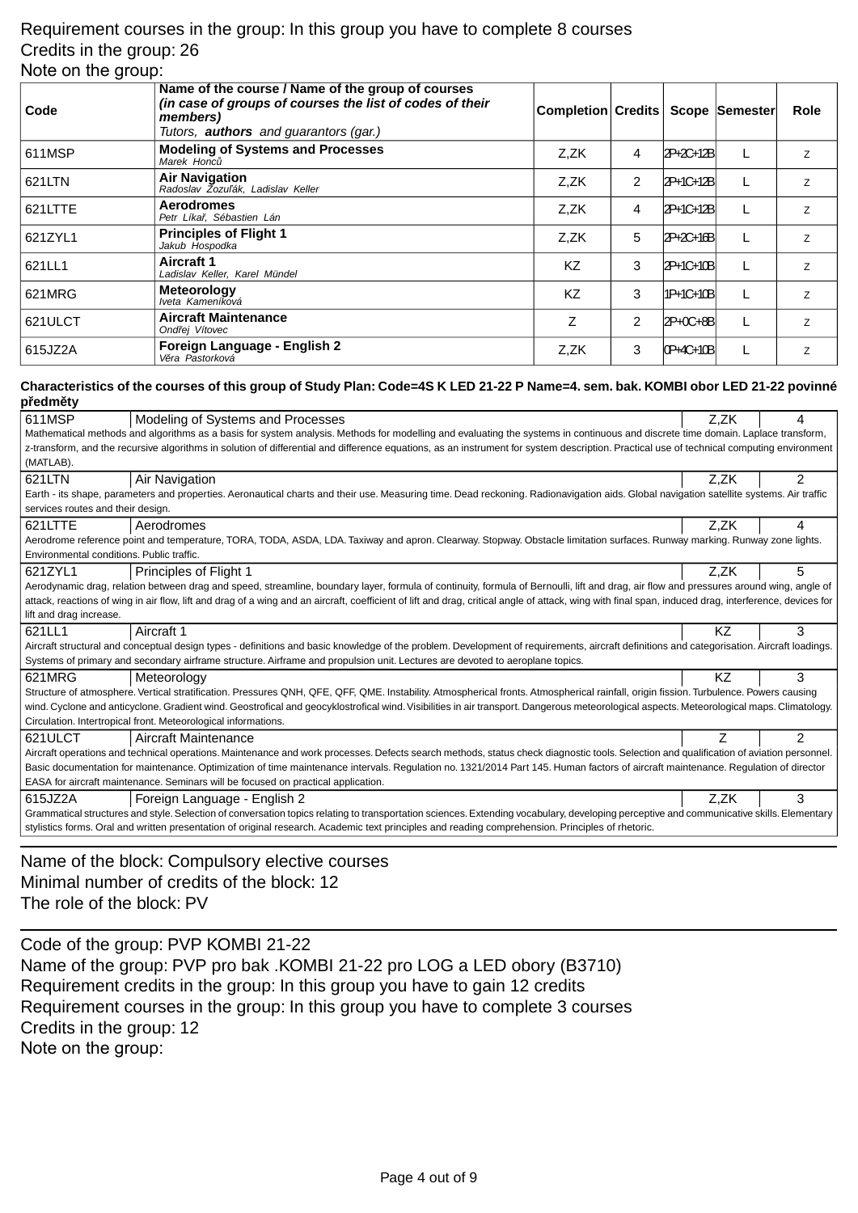Requirement courses in the group: In this group you have to complete 8 courses
Credits in the group: 26
Note on the group:

| Code | Name of the course / Name of the group of courses *(in case of groups of courses the list of codes of their members)* Tutors, ***authors*** and guarantors (gar.) | Completion | Credits | Scope | Semester | Role |
|---|---|---|---|---|---|---|
| 611MSP | **Modeling of Systems and Processes** *Marek Honců* | Z,ZK | 4 | 2P+2C+12B | L | z |
| 621LTN | **Air Navigation** *Radoslav Zozuľák, Ladislav Keller* | Z,ZK | 2 | 2P+1C+12B | L | z |
| 621LTTE | **Aerodromes** *Petr Líkař, Sébastien Lán* | Z,ZK | 4 | 2P+1C+12B | L | z |
| 621ZYL1 | **Principles of Flight 1** *Jakub Hospodka* | Z,ZK | 5 | 2P+2C+16B | L | z |
| 621LL1 | **Aircraft 1** *Ladislav Keller, Karel Mündel* | KZ | 3 | 2P+1C+10B | L | z |
| 621MRG | **Meteorology** *Iveta Kameníková* | KZ | 3 | 1P+1C+10B | L | z |
| 621ULCT | **Aircraft Maintenance** *Ondřej Vítovec* | Z | 2 | 2P+0C+8B | L | z |
| 615JZ2A | **Foreign Language - English 2** *Věra Pastorková* | Z,ZK | 3 | 0P+4C+10B | L | z |

**Characteristics of the courses of this group of Study Plan: Code=4S K LED 21-22 P Name=4. sem. bak. KOMBI obor LED 21-22 povinné předměty**

| 611MSP | Modeling of Systems and Processes | Z,ZK | 4 |
|---|---|---|---|

Mathematical methods and algorithms as a basis for system analysis. Methods for modelling and evaluating the systems in continuous and discrete time domain. Laplace transform, z-transform, and the recursive algorithms in solution of differential and difference equations, as an instrument for system description. Practical use of technical computing environment (MATLAB).

| 621LTN | Air Navigation | Z,ZK | 2 |
|---|---|---|---|

Earth - its shape, parameters and properties. Aeronautical charts and their use. Measuring time. Dead reckoning. Radionavigation aids. Global navigation satellite systems. Air traffic services routes and their design.

| 621LTTE | Aerodromes | Z,ZK | 4 |
|---|---|---|---|

Aerodrome reference point and temperature, TORA, TODA, ASDA, LDA. Taxiway and apron. Clearway. Stopway. Obstacle limitation surfaces. Runway marking. Runway zone lights. Environmental conditions. Public traffic.

| 621ZYL1 | Principles of Flight 1 | Z,ZK | 5 |
|---|---|---|---|

Aerodynamic drag, relation between drag and speed, streamline, boundary layer, formula of continuity, formula of Bernoulli, lift and drag, air flow and pressures around wing, angle of attack, reactions of wing in air flow, lift and drag of a wing and an aircraft, coefficient of lift and drag, critical angle of attack, wing with final span, induced drag, interference, devices for lift and drag increase.

| 621LL1 | Aircraft 1 | KZ | 3 |
|---|---|---|---|

Aircraft structural and conceptual design types - definitions and basic knowledge of the problem. Development of requirements, aircraft definitions and categorisation. Aircraft loadings. Systems of primary and secondary airframe structure. Airframe and propulsion unit. Lectures are devoted to aeroplane topics.

| 621MRG | Meteorology | KZ | 3 |
|---|---|---|---|

Structure of atmosphere. Vertical stratification. Pressures QNH, QFE, QFF, QME. Instability. Atmospherical fronts. Atmospherical rainfall, origin fission. Turbulence. Powers causing wind. Cyclone and anticyclone. Gradient wind. Geostrofical and geocyklostrofical wind. Visibilities in air transport. Dangerous meteorological aspects. Meteorological maps. Climatology. Circulation. Intertropical front. Meteorological informations.

| 621ULCT | Aircraft Maintenance | Z | 2 |
|---|---|---|---|

Aircraft operations and technical operations. Maintenance and work processes. Defects search methods, status check diagnostic tools. Selection and qualification of aviation personnel. Basic documentation for maintenance. Optimization of time maintenance intervals. Regulation no. 1321/2014 Part 145. Human factors of aircraft maintenance. Regulation of director EASA for aircraft maintenance. Seminars will be focused on practical application.

| 615JZ2A | Foreign Language - English 2 | Z,ZK | 3 |
|---|---|---|---|

Grammatical structures and style. Selection of conversation topics relating to transportation sciences. Extending vocabulary, developing perceptive and communicative skills. Elementary stylistics forms. Oral and written presentation of original research. Academic text principles and reading comprehension. Principles of rhetoric.

---

Name of the block: Compulsory elective courses
Minimal number of credits of the block: 12
The role of the block: PV

---

Code of the group: PVP KOMBI 21-22
Name of the group: PVP pro bak .KOMBI 21-22 pro LOG a LED obory (B3710)
Requirement credits in the group: In this group you have to gain 12 credits
Requirement courses in the group: In this group you have to complete 3 courses
Credits in the group: 12
Note on the group: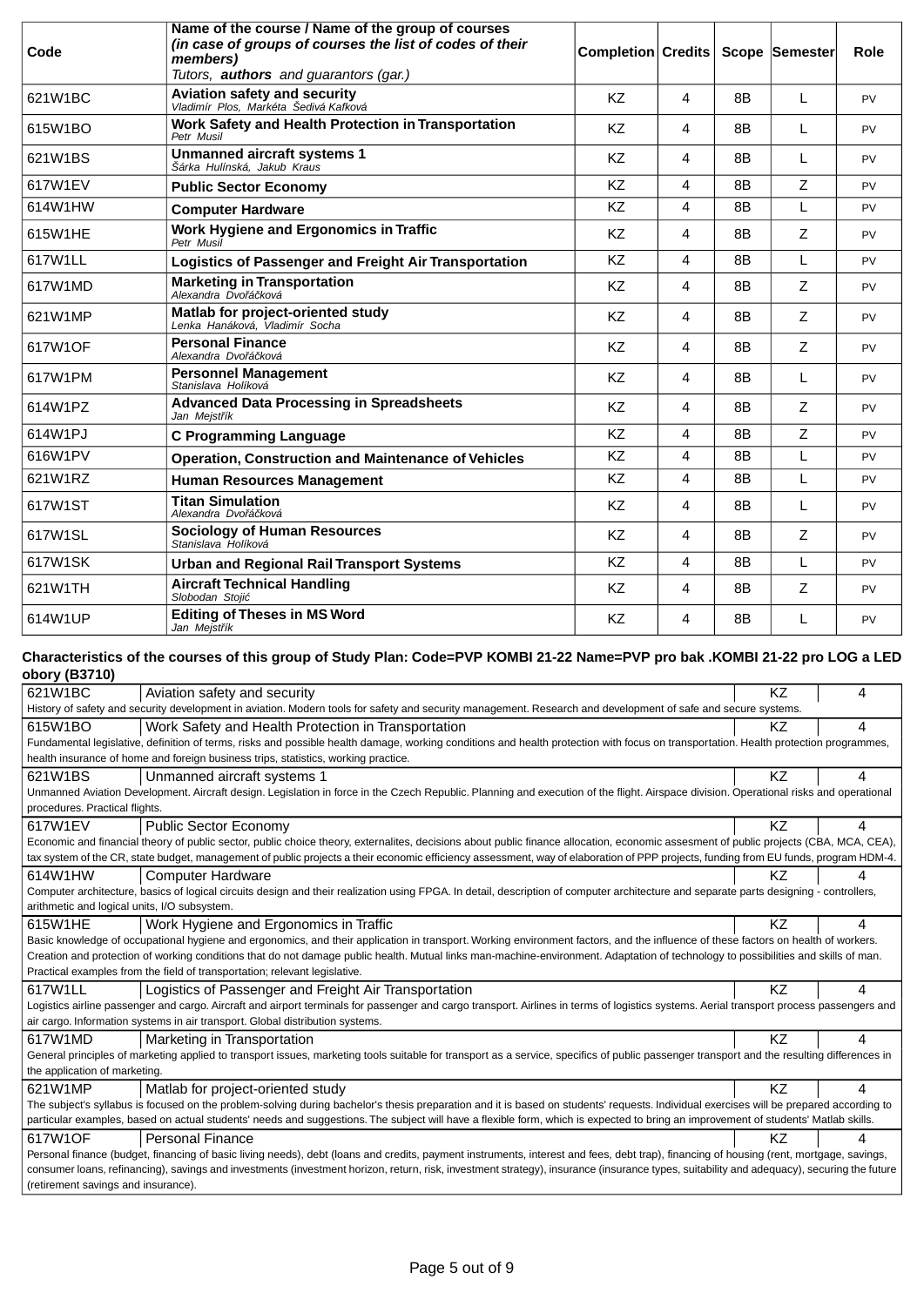| Code | Name of the course / Name of the group of courses *(in case of groups of courses the list of codes of their members)* Tutors, ***authors*** and guarantors (gar.) | Completion | Credits | Scope | Semester | Role |
|---|---|---|---|---|---|---|
| 621W1BC | **Aviation safety and security** *Vladimír Plos, Markéta Šedivá Kafková* | KZ | 4 | 8B | L | PV |
| 615W1BO | **Work Safety and Health Protection in Transportation** *Petr Musil* | KZ | 4 | 8B | L | PV |
| 621W1BS | **Unmanned aircraft systems 1** *Šárka Hulínská, Jakub Kraus* | KZ | 4 | 8B | L | PV |
| 617W1EV | **Public Sector Economy** | KZ | 4 | 8B | Z | PV |
| 614W1HW | **Computer Hardware** | KZ | 4 | 8B | L | PV |
| 615W1HE | **Work Hygiene and Ergonomics in Traffic** *Petr Musil* | KZ | 4 | 8B | Z | PV |
| 617W1LL | **Logistics of Passenger and Freight Air Transportation** | KZ | 4 | 8B | L | PV |
| 617W1MD | **Marketing in Transportation** *Alexandra Dvořáčková* | KZ | 4 | 8B | Z | PV |
| 621W1MP | **Matlab for project-oriented study** *Lenka Hanáková, Vladimír Socha* | KZ | 4 | 8B | Z | PV |
| 617W1OF | **Personal Finance** *Alexandra Dvořáčková* | KZ | 4 | 8B | Z | PV |
| 617W1PM | **Personnel Management** *Stanislava Holíková* | KZ | 4 | 8B | L | PV |
| 614W1PZ | **Advanced Data Processing in Spreadsheets** *Jan Mejstřík* | KZ | 4 | 8B | Z | PV |
| 614W1PJ | **C Programming Language** | KZ | 4 | 8B | Z | PV |
| 616W1PV | **Operation, Construction and Maintenance of Vehicles** | KZ | 4 | 8B | L | PV |
| 621W1RZ | **Human Resources Management** | KZ | 4 | 8B | L | PV |
| 617W1ST | **Titan Simulation** *Alexandra Dvořáčková* | KZ | 4 | 8B | L | PV |
| 617W1SL | **Sociology of Human Resources** *Stanislava Holíková* | KZ | 4 | 8B | Z | PV |
| 617W1SK | **Urban and Regional Rail Transport Systems** | KZ | 4 | 8B | L | PV |
| 621W1TH | **Aircraft Technical Handling** *Slobodan Stojić* | KZ | 4 | 8B | Z | PV |
| 614W1UP | **Editing of Theses in MS Word** *Jan Mejstřík* | KZ | 4 | 8B | L | PV |

**Characteristics of the courses of this group of Study Plan: Code=PVP KOMBI 21-22 Name=PVP pro bak .KOMBI 21-22 pro LOG a LED obory (B3710)**

| 621W1BC | Aviation safety and security | KZ | 4 |
|---|---|---|---|

History of safety and security development in aviation. Modern tools for safety and security management. Research and development of safe and secure systems.

| 615W1BO | Work Safety and Health Protection in Transportation | KZ | 4 |
|---|---|---|---|

Fundamental legislative, definition of terms, risks and possible health damage, working conditions and health protection with focus on transportation. Health protection programmes, health insurance of home and foreign business trips, statistics, working practice.

| 621W1BS | Unmanned aircraft systems 1 | KZ | 4 |
|---|---|---|---|

Unmanned Aviation Development. Aircraft design. Legislation in force in the Czech Republic. Planning and execution of the flight. Airspace division. Operational risks and operational procedures. Practical flights.

| 617W1EV | Public Sector Economy | KZ | 4 |
|---|---|---|---|

Economic and financial theory of public sector, public choice theory, externalites, decisions about public finance allocation, economic assesment of public projects (CBA, MCA, CEA), tax system of the CR, state budget, management of public projects a their economic efficiency assessment, way of elaboration of PPP projects, funding from EU funds, program HDM-4.

| 614W1HW | Computer Hardware | KZ | 4 |
|---|---|---|---|

Computer architecture, basics of logical circuits design and their realization using FPGA. In detail, description of computer architecture and separate parts designing - controllers, arithmetic and logical units, I/O subsystem.

| 615W1HE | Work Hygiene and Ergonomics in Traffic | KZ | 4 |
|---|---|---|---|

Basic knowledge of occupational hygiene and ergonomics, and their application in transport. Working environment factors, and the influence of these factors on health of workers. Creation and protection of working conditions that do not damage public health. Mutual links man-machine-environment. Adaptation of technology to possibilities and skills of man. Practical examples from the field of transportation; relevant legislative.

| 617W1LL | Logistics of Passenger and Freight Air Transportation | KZ | 4 |
|---|---|---|---|

Logistics airline passenger and cargo. Aircraft and airport terminals for passenger and cargo transport. Airlines in terms of logistics systems. Aerial transport process passengers and air cargo. Information systems in air transport. Global distribution systems.

| 617W1MD | Marketing in Transportation | KZ | 4 |
|---|---|---|---|

General principles of marketing applied to transport issues, marketing tools suitable for transport as a service, specifics of public passenger transport and the resulting differences in the application of marketing.

| 621W1MP | Matlab for project-oriented study | KZ | 4 |
|---|---|---|---|

The subject's syllabus is focused on the problem-solving during bachelor's thesis preparation and it is based on students' requests. Individual exercises will be prepared according to particular examples, based on actual students' needs and suggestions. The subject will have a flexible form, which is expected to bring an improvement of students' Matlab skills.

| 617W1OF | Personal Finance | KZ | 4 |
|---|---|---|---|

Personal finance (budget, financing of basic living needs), debt (loans and credits, payment instruments, interest and fees, debt trap), financing of housing (rent, mortgage, savings, consumer loans, refinancing), savings and investments (investment horizon, return, risk, investment strategy), insurance (insurance types, suitability and adequacy), securing the future (retirement savings and insurance).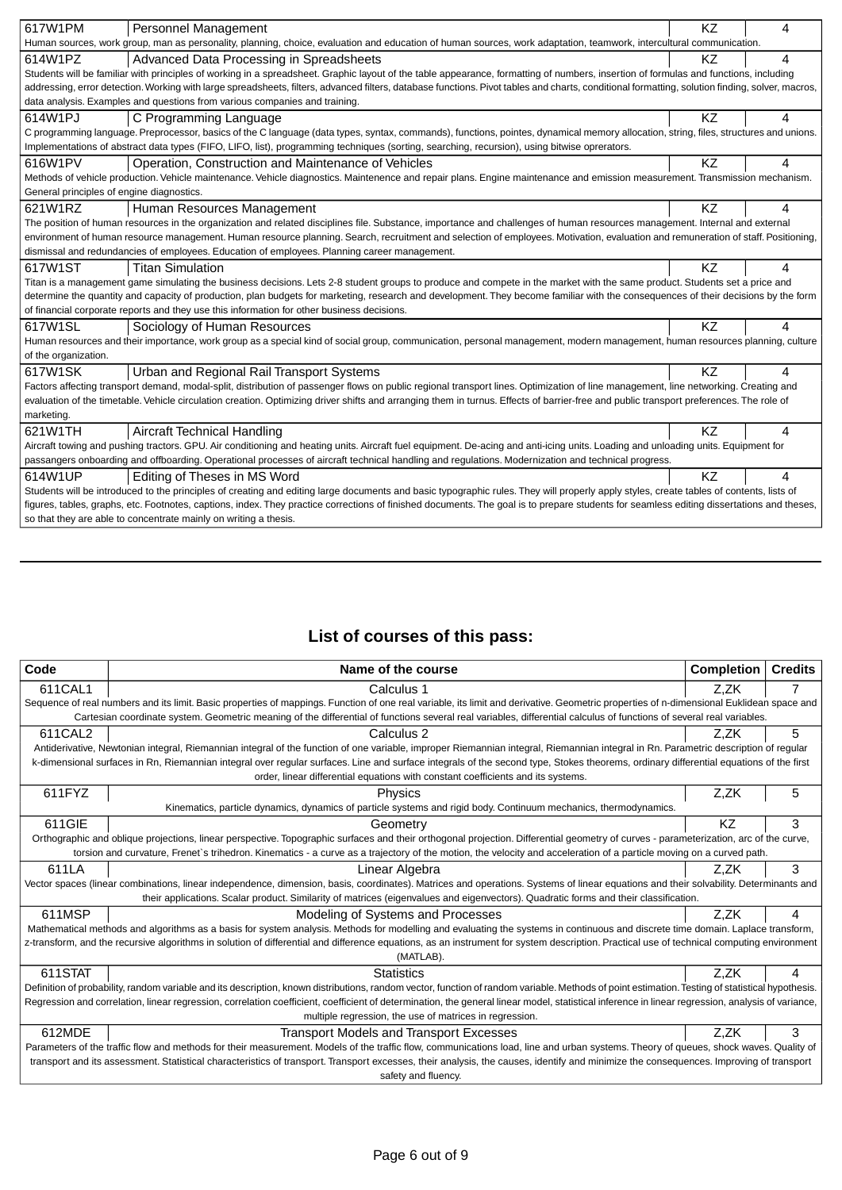| | | | |
|---|---|---|---|
| 617W1PM | Personnel Management | KZ | 4 |
| Human sources, work group, man as personality, planning, choice, evaluation and education of human sources, work adaptation, teamwork, intercultural communication. | | | |
| 614W1PZ | Advanced Data Processing in Spreadsheets | KZ | 4 |
| Students will be familiar with principles of working in a spreadsheet. Graphic layout of the table appearance, formatting of numbers, insertion of formulas and functions, including addressing, error detection. Working with large spreadsheets, filters, advanced filters, database functions. Pivot tables and charts, conditional formatting, solution finding, solver, macros, data analysis. Examples and questions from various companies and training. | | | |
| 614W1PJ | C Programming Language | KZ | 4 |
| C programming language. Preprocessor, basics of the C language (data types, syntax, commands), functions, pointes, dynamical memory allocation, string, files, structures and unions. Implementations of abstract data types (FIFO, LIFO, list), programming techniques (sorting, searching, recursion), using bitwise oprerators. | | | |
| 616W1PV | Operation, Construction and Maintenance of Vehicles | KZ | 4 |
| Methods of vehicle production. Vehicle maintenance. Vehicle diagnostics. Maintenence and repair plans. Engine maintenance and emission measurement. Transmission mechanism. General principles of engine diagnostics. | | | |
| 621W1RZ | Human Resources Management | KZ | 4 |
| The position of human resources in the organization and related disciplines file. Substance, importance and challenges of human resources management. Internal and external environment of human resource management. Human resource planning. Search, recruitment and selection of employees. Motivation, evaluation and remuneration of staff. Positioning, dismissal and redundancies of employees. Education of employees. Planning career management. | | | |
| 617W1ST | Titan Simulation | KZ | 4 |
| Titan is a management game simulating the business decisions. Lets 2-8 student groups to produce and compete in the market with the same product. Students set a price and determine the quantity and capacity of production, plan budgets for marketing, research and development. They become familiar with the consequences of their decisions by the form of financial corporate reports and they use this information for other business decisions. | | | |
| 617W1SL | Sociology of Human Resources | KZ | 4 |
| Human resources and their importance, work group as a special kind of social group, communication, personal management, modern management, human resources planning, culture of the organization. | | | |
| 617W1SK | Urban and Regional Rail Transport Systems | KZ | 4 |
| Factors affecting transport demand, modal-split, distribution of passenger flows on public regional transport lines. Optimization of line management, line networking. Creating and evaluation of the timetable. Vehicle circulation creation. Optimizing driver shifts and arranging them in turnus. Effects of barrier-free and public transport preferences. The role of marketing. | | | |
| 621W1TH | Aircraft Technical Handling | KZ | 4 |
| Aircraft towing and pushing tractors. GPU. Air conditioning and heating units. Aircraft fuel equipment. De-acing and anti-icing units. Loading and unloading units. Equipment for passangers onboarding and offboarding. Operational processes of aircraft technical handling and regulations. Modernization and technical progress. | | | |
| 614W1UP | Editing of Theses in MS Word | KZ | 4 |
| Students will be introduced to the principles of creating and editing large documents and basic typographic rules. They will properly apply styles, create tables of contents, lists of figures, tables, graphs, etc. Footnotes, captions, index. They practice corrections of finished documents. The goal is to prepare students for seamless editing dissertations and theses, so that they are able to concentrate mainly on writing a thesis. | | | |

## List of courses of this pass:

| Code | Name of the course | Completion | Credits |
|---|---|---|---|
| 611CAL1 | Calculus 1 | Z,ZK | 7 |
| Sequence of real numbers and its limit. Basic properties of mappings. Function of one real variable, its limit and derivative. Geometric properties of n-dimensional Euklidean space and Cartesian coordinate system. Geometric meaning of the differential of functions several real variables, differential calculus of functions of several real variables. | | | |
| 611CAL2 | Calculus 2 | Z,ZK | 5 |
| Antiderivative, Newtonian integral, Riemannian integral of the function of one variable, improper Riemannian integral, Riemannian integral in Rn. Parametric description of regular k-dimensional surfaces in Rn, Riemannian integral over regular surfaces. Line and surface integrals of the second type, Stokes theorems, ordinary differential equations of the first order, linear differential equations with constant coefficients and its systems. | | | |
| 611FYZ | Physics | Z,ZK | 5 |
| Kinematics, particle dynamics, dynamics of particle systems and rigid body. Continuum mechanics, thermodynamics. | | | |
| 611GIE | Geometry | KZ | 3 |
| Orthographic and oblique projections, linear perspective. Topographic surfaces and their orthogonal projection. Differential geometry of curves - parameterization, arc of the curve, torsion and curvature, Frenet`s trihedron. Kinematics - a curve as a trajectory of the motion, the velocity and acceleration of a particle moving on a curved path. | | | |
| 611LA | Linear Algebra | Z,ZK | 3 |
| Vector spaces (linear combinations, linear independence, dimension, basis, coordinates). Matrices and operations. Systems of linear equations and their solvability. Determinants and their applications. Scalar product. Similarity of matrices (eigenvalues and eigenvectors). Quadratic forms and their classification. | | | |
| 611MSP | Modeling of Systems and Processes | Z,ZK | 4 |
| Mathematical methods and algorithms as a basis for system analysis. Methods for modelling and evaluating the systems in continuous and discrete time domain. Laplace transform, z-transform, and the recursive algorithms in solution of differential and difference equations, as an instrument for system description. Practical use of technical computing environment (MATLAB). | | | |
| 611STAT | Statistics | Z,ZK | 4 |
| Definition of probability, random variable and its description, known distributions, random vector, function of random variable. Methods of point estimation. Testing of statistical hypothesis. Regression and correlation, linear regression, correlation coefficient, coefficient of determination, the general linear model, statistical inference in linear regression, analysis of variance, multiple regression, the use of matrices in regression. | | | |
| 612MDE | Transport Models and Transport Excesses | Z,ZK | 3 |
| Parameters of the traffic flow and methods for their measurement. Models of the traffic flow, communications load, line and urban systems. Theory of queues, shock waves. Quality of transport and its assessment. Statistical characteristics of transport. Transport excesses, their analysis, the causes, identify and minimize the consequences. Improving of transport safety and fluency. | | | |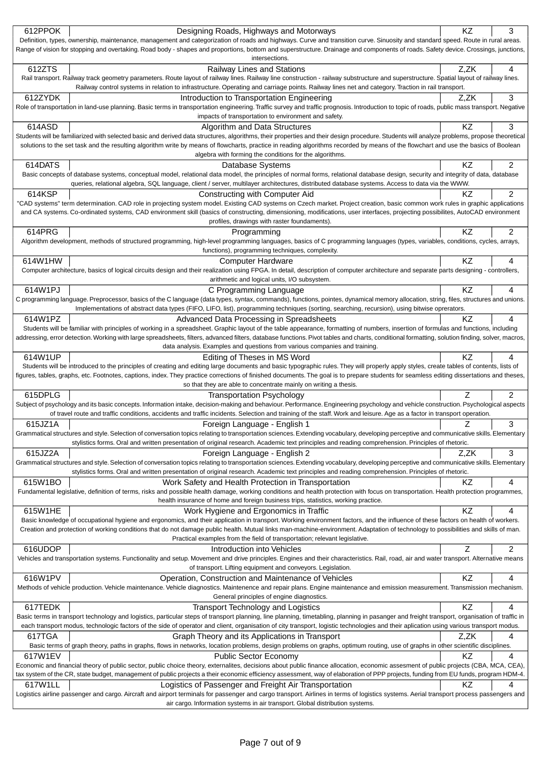| 612PPOK | Designing Roads, Highways and Motorways | KZ | 3 |
|---|---|---|---|
| Definition, types, ownership, maintenance, management and categorization of roads and highways. Curve and transition curve. Sinuosity and standard speed. Route in rural areas. Range of vision for stopping and overtaking. Road body - shapes and proportions, bottom and superstructure. Drainage and components of roads. Safety device. Crossings, junctions, intersections. | | | |
| 612ZTS | Railway Lines and Stations | Z,ZK | 4 |
| Rail transport. Railway track geometry parameters. Route layout of railway lines. Railway line construction - railway substructure and superstructure. Spatial layout of railway lines. Railway control systems in relation to infrastructure. Operating and carriage points. Railway lines net and category. Traction in rail transport. | | | |
| 612ZYDK | Introduction to Transportation Engineering | Z,ZK | 3 |
| Role of transportation in land-use planning. Basic terms in transportation engineering. Traffic survey and traffic prognosis. Introduction to topic of roads, public mass transport. Negative impacts of transportation to environment and safety. | | | |
| 614ASD | Algorithm and Data Structures | KZ | 3 |
| Students will be familiarized with selected basic and derived data structures, algorithms, their properties and their design procedure. Students will analyze problems, propose theoretical solutions to the set task and the resulting algorithm write by means of flowcharts, practice in reading algorithms recorded by means of the flowchart and use the basics of Boolean algebra with forming the conditions for the algorithms. | | | |
| 614DATS | Database Systems | KZ | 2 |
| Basic concepts of database systems, conceptual model, relational data model, the principles of normal forms, relational database design, security and integrity of data, database queries, relational algebra, SQL language, client / server, multilayer architectures, distributed database systems. Access to data via the WWW. | | | |
| 614KSP | Constructing with Computer Aid | KZ | 2 |
| "CAD systems" term determination. CAD role in projecting system model. Existing CAD systems on Czech market. Project creation, basic common work rules in graphic applications and CA systems. Co-ordinated systems, CAD environment skill (basics of constructing, dimensioning, modifications, user interfaces, projecting possibilites, AutoCAD environment profiles, drawings with raster foundaments). | | | |
| 614PRG | Programming | KZ | 2 |
| Algorithm development, methods of structured programming, high-level programming languages, basics of C programming languages (types, variables, conditions, cycles, arrays, functions), programming techniques, complexity. | | | |
| 614W1HW | Computer Hardware | KZ | 4 |
| Computer architecture, basics of logical circuits design and their realization using FPGA. In detail, description of computer architecture and separate parts designing - controllers, arithmetic and logical units, I/O subsystem. | | | |
| 614W1PJ | C Programming Language | KZ | 4 |
| C programming language. Preprocessor, basics of the C language (data types, syntax, commands), functions, pointes, dynamical memory allocation, string, files, structures and unions. Implementations of abstract data types (FIFO, LIFO, list), programming techniques (sorting, searching, recursion), using bitwise oprerators. | | | |
| 614W1PZ | Advanced Data Processing in Spreadsheets | KZ | 4 |
| Students will be familiar with principles of working in a spreadsheet. Graphic layout of the table appearance, formatting of numbers, insertion of formulas and functions, including addressing, error detection. Working with large spreadsheets, filters, advanced filters, database functions. Pivot tables and charts, conditional formatting, solution finding, solver, macros, data analysis. Examples and questions from various companies and training. | | | |
| 614W1UP | Editing of Theses in MS Word | KZ | 4 |
| Students will be introduced to the principles of creating and editing large documents and basic typographic rules. They will properly apply styles, create tables of contents, lists of figures, tables, graphs, etc. Footnotes, captions, index. They practice corrections of finished documents. The goal is to prepare students for seamless editing dissertations and theses, so that they are able to concentrate mainly on writing a thesis. | | | |
| 615DPLG | Transportation Psychology | Z | 2 |
| Subject of psychology and its basic concepts. Information intake, decision-making and behaviour. Performance. Engineering psychology and vehicle construction. Psychological aspects of travel route and traffic conditions, accidents and traffic incidents. Selection and training of the staff. Work and leisure. Age as a factor in transport operation. | | | |
| 615JZ1A | Foreign Language - English 1 | Z | 3 |
| Grammatical structures and style. Selection of conversation topics relating to transportation sciences. Extending vocabulary, developing perceptive and communicative skills. Elementary stylistics forms. Oral and written presentation of original research. Academic text principles and reading comprehension. Principles of rhetoric. | | | |
| 615JZ2A | Foreign Language - English 2 | Z,ZK | 3 |
| Grammatical structures and style. Selection of conversation topics relating to transportation sciences. Extending vocabulary, developing perceptive and communicative skills. Elementary stylistics forms. Oral and written presentation of original research. Academic text principles and reading comprehension. Principles of rhetoric. | | | |
| 615W1BO | Work Safety and Health Protection in Transportation | KZ | 4 |
| Fundamental legislative, definition of terms, risks and possible health damage, working conditions and health protection with focus on transportation. Health protection programmes, health insurance of home and foreign business trips, statistics, working practice. | | | |
| 615W1HE | Work Hygiene and Ergonomics in Traffic | KZ | 4 |
| Basic knowledge of occupational hygiene and ergonomics, and their application in transport. Working environment factors, and the influence of these factors on health of workers. Creation and protection of working conditions that do not damage public health. Mutual links man-machine-environment. Adaptation of technology to possibilities and skills of man. Practical examples from the field of transportation; relevant legislative. | | | |
| 616UDOP | Introduction into Vehicles | Z | 2 |
| Vehicles and transportation systems. Functionality and setup. Movement and drive principles. Engines and their characteristics. Rail, road, air and water transport. Alternative means of transport. Lifting equipment and conveyors. Legislation. | | | |
| 616W1PV | Operation, Construction and Maintenance of Vehicles | KZ | 4 |
| Methods of vehicle production. Vehicle maintenance. Vehicle diagnostics. Maintenence and repair plans. Engine maintenance and emission measurement. Transmission mechanism. General principles of engine diagnostics. | | | |
| 617TEDK | Transport Technology and Logistics | KZ | 4 |
| Basic terms in transport technology and logistics, particular steps of transport planning, line planning, timetabling, planning in pasanger and freight transport, organisation of traffic in each transport modus, technologic factors of the side of operator and client, organisation of city transport, logistic technologies and their aplication using various transport modus. | | | |
| 617TGA | Graph Theory and its Applications in Transport | Z,ZK | 4 |
| Basic terms of graph theory, paths in graphs, flows in networks, location problems, design problems on graphs, optimum routing, use of graphs in other scientific disciplines. | | | |
| 617W1EV | Public Sector Economy | KZ | 4 |
| Economic and financial theory of public sector, public choice theory, externalites, decisions about public finance allocation, economic assesment of public projects (CBA, MCA, CEA), tax system of the CR, state budget, management of public projects a their economic efficiency assessment, way of elaboration of PPP projects, funding from EU funds, program HDM-4. | | | |
| 617W1LL | Logistics of Passenger and Freight Air Transportation | KZ | 4 |
| Logistics airline passenger and cargo. Aircraft and airport terminals for passenger and cargo transport. Airlines in terms of logistics systems. Aerial transport process passengers and air cargo. Information systems in air transport. Global distribution systems. | | | |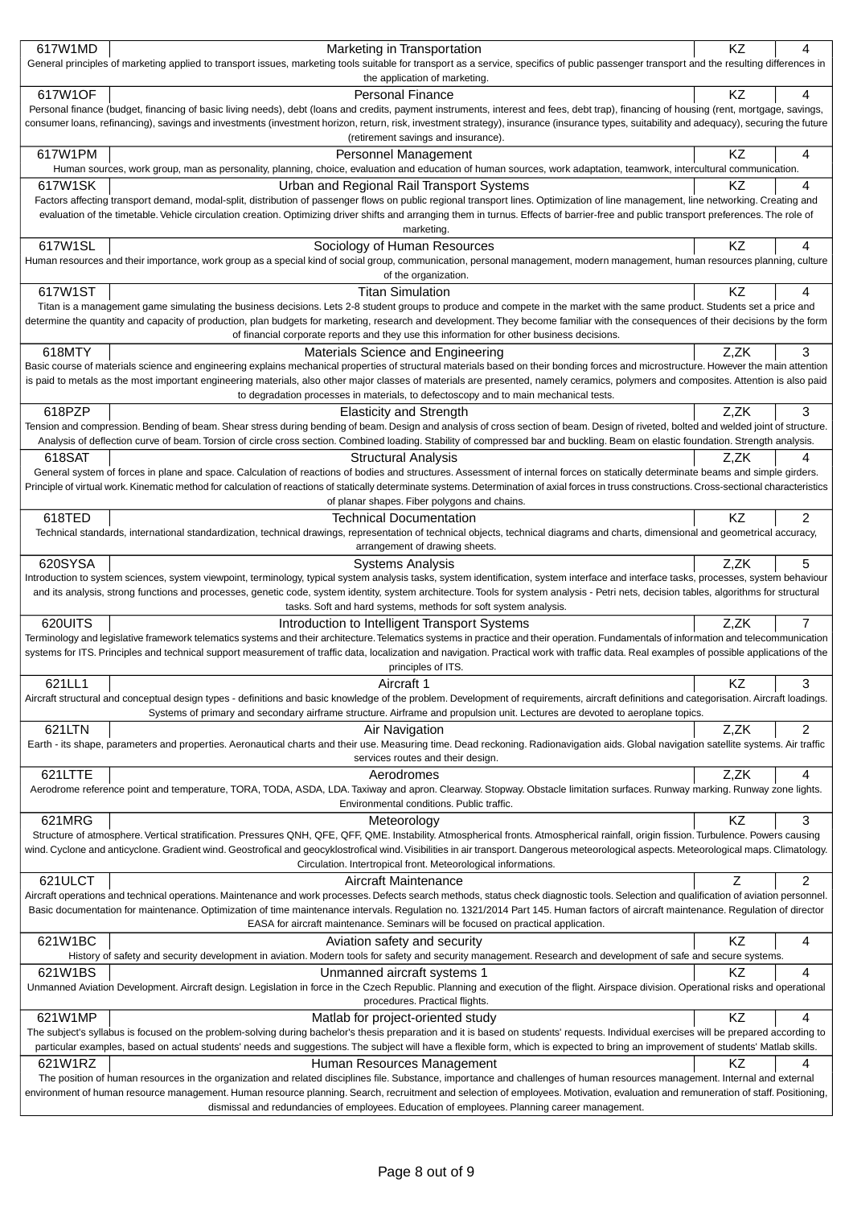| Code | Name | Completion | Credits |
|---|---|---|---|
| 617W1MD | Marketing in Transportation | KZ | 4 |
| General principles of marketing applied to transport issues, marketing tools suitable for transport as a service, specifics of public passenger transport and the resulting differences in the application of marketing. | | | |
| 617W1OF | Personal Finance | KZ | 4 |
| Personal finance (budget, financing of basic living needs), debt (loans and credits, payment instruments, interest and fees, debt trap), financing of housing (rent, mortgage, savings, consumer loans, refinancing), savings and investments (investment horizon, return, risk, investment strategy), insurance (insurance types, suitability and adequacy), securing the future (retirement savings and insurance). | | | |
| 617W1PM | Personnel Management | KZ | 4 |
| Human sources, work group, man as personality, planning, choice, evaluation and education of human sources, work adaptation, teamwork, intercultural communication. | | | |
| 617W1SK | Urban and Regional Rail Transport Systems | KZ | 4 |
| Factors affecting transport demand, modal-split, distribution of passenger flows on public regional transport lines. Optimization of line management, line networking. Creating and evaluation of the timetable. Vehicle circulation creation. Optimizing driver shifts and arranging them in turnus. Effects of barrier-free and public transport preferences. The role of marketing. | | | |
| 617W1SL | Sociology of Human Resources | KZ | 4 |
| Human resources and their importance, work group as a special kind of social group, communication, personal management, modern management, human resources planning, culture of the organization. | | | |
| 617W1ST | Titan Simulation | KZ | 4 |
| Titan is a management game simulating the business decisions. Lets 2-8 student groups to produce and compete in the market with the same product. Students set a price and determine the quantity and capacity of production, plan budgets for marketing, research and development. They become familiar with the consequences of their decisions by the form of financial corporate reports and they use this information for other business decisions. | | | |
| 618MTY | Materials Science and Engineering | Z,ZK | 3 |
| Basic course of materials science and engineering explains mechanical properties of structural materials based on their bonding forces and microstructure. However the main attention is paid to metals as the most important engineering materials, also other major classes of materials are presented, namely ceramics, polymers and composites. Attention is also paid to degradation processes in materials, to defectoscopy and to main mechanical tests. | | | |
| 618PZP | Elasticity and Strength | Z,ZK | 3 |
| Tension and compression. Bending of beam. Shear stress during bending of beam. Design and analysis of cross section of beam. Design of riveted, bolted and welded joint of structure. Analysis of deflection curve of beam. Torsion of circle cross section. Combined loading. Stability of compressed bar and buckling. Beam on elastic foundation. Strength analysis. | | | |
| 618SAT | Structural Analysis | Z,ZK | 4 |
| General system of forces in plane and space. Calculation of reactions of bodies and structures. Assessment of internal forces on statically determinate beams and simple girders. Principle of virtual work. Kinematic method for calculation of reactions of statically determinate systems. Determination of axial forces in truss constructions. Cross-sectional characteristics of planar shapes. Fiber polygons and chains. | | | |
| 618TED | Technical Documentation | KZ | 2 |
| Technical standards, international standardization, technical drawings, representation of technical objects, technical diagrams and charts, dimensional and geometrical accuracy, arrangement of drawing sheets. | | | |
| 620SYSA | Systems Analysis | Z,ZK | 5 |
| Introduction to system sciences, system viewpoint, terminology, typical system analysis tasks, system identification, system interface and interface tasks, processes, system behaviour and its analysis, strong functions and processes, genetic code, system identity, system architecture. Tools for system analysis - Petri nets, decision tables, algorithms for structural tasks. Soft and hard systems, methods for soft system analysis. | | | |
| 620UITS | Introduction to Intelligent Transport Systems | Z,ZK | 7 |
| Terminology and legislative framework telematics systems and their architecture. Telematics systems in practice and their operation. Fundamentals of information and telecommunication systems for ITS. Principles and technical support measurement of traffic data, localization and navigation. Practical work with traffic data. Real examples of possible applications of the principles of ITS. | | | |
| 621LL1 | Aircraft 1 | KZ | 3 |
| Aircraft structural and conceptual design types - definitions and basic knowledge of the problem. Development of requirements, aircraft definitions and categorisation. Aircraft loadings. Systems of primary and secondary airframe structure. Airframe and propulsion unit. Lectures are devoted to aeroplane topics. | | | |
| 621LTN | Air Navigation | Z,ZK | 2 |
| Earth - its shape, parameters and properties. Aeronautical charts and their use. Measuring time. Dead reckoning. Radionavigation aids. Global navigation satellite systems. Air traffic services routes and their design. | | | |
| 621LTTE | Aerodromes | Z,ZK | 4 |
| Aerodrome reference point and temperature, TORA, TODA, ASDA, LDA. Taxiway and apron. Clearway. Stopway. Obstacle limitation surfaces. Runway marking. Runway zone lights. Environmental conditions. Public traffic. | | | |
| 621MRG | Meteorology | KZ | 3 |
| Structure of atmosphere. Vertical stratification. Pressures QNH, QFE, QFF, QME. Instability. Atmospherical fronts. Atmospherical rainfall, origin fission. Turbulence. Powers causing wind. Cyclone and anticyclone. Gradient wind. Geostrofical and geocyklostrofical wind. Visibilities in air transport. Dangerous meteorological aspects. Meteorological maps. Climatology. Circulation. Intertropical front. Meteorological informations. | | | |
| 621ULCT | Aircraft Maintenance | Z | 2 |
| Aircraft operations and technical operations. Maintenance and work processes. Defects search methods, status check diagnostic tools. Selection and qualification of aviation personnel. Basic documentation for maintenance. Optimization of time maintenance intervals. Regulation no. 1321/2014 Part 145. Human factors of aircraft maintenance. Regulation of director EASA for aircraft maintenance. Seminars will be focused on practical application. | | | |
| 621W1BC | Aviation safety and security | KZ | 4 |
| History of safety and security development in aviation. Modern tools for safety and security management. Research and development of safe and secure systems. | | | |
| 621W1BS | Unmanned aircraft systems 1 | KZ | 4 |
| Unmanned Aviation Development. Aircraft design. Legislation in force in the Czech Republic. Planning and execution of the flight. Airspace division. Operational risks and operational procedures. Practical flights. | | | |
| 621W1MP | Matlab for project-oriented study | KZ | 4 |
| The subject's syllabus is focused on the problem-solving during bachelor's thesis preparation and it is based on students' requests. Individual exercises will be prepared according to particular examples, based on actual students' needs and suggestions. The subject will have a flexible form, which is expected to bring an improvement of students' Matlab skills. | | | |
| 621W1RZ | Human Resources Management | KZ | 4 |
| The position of human resources in the organization and related disciplines file. Substance, importance and challenges of human resources management. Internal and external environment of human resource management. Human resource planning. Search, recruitment and selection of employees. Motivation, evaluation and remuneration of staff. Positioning, dismissal and redundancies of employees. Education of employees. Planning career management. | | | |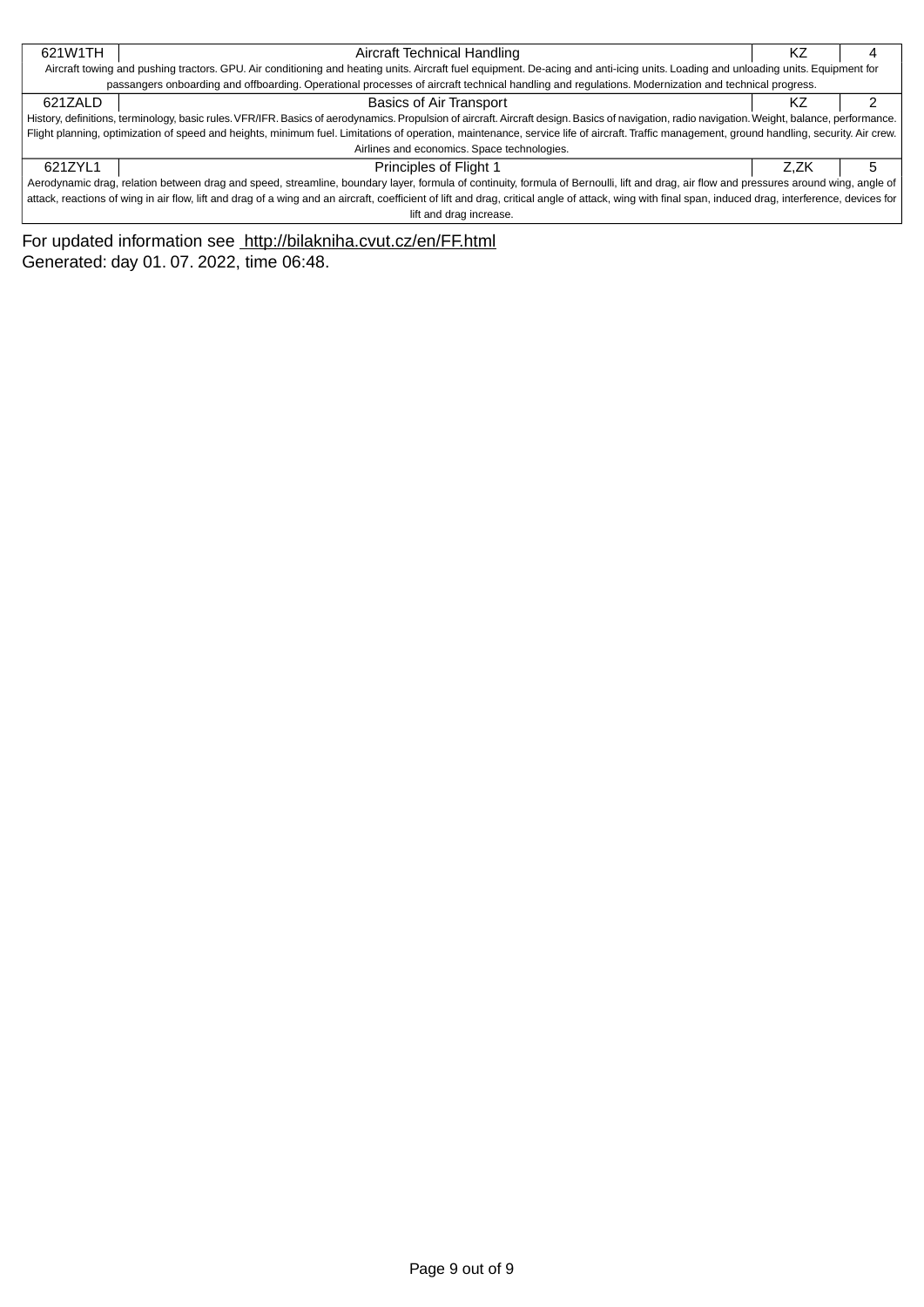| | | | |
|---|---|---|---|
| 621W1TH | Aircraft Technical Handling | KZ | 4 |
| Aircraft towing and pushing tractors. GPU. Air conditioning and heating units. Aircraft fuel equipment. De-acing and anti-icing units. Loading and unloading units. Equipment for passangers onboarding and offboarding. Operational processes of aircraft technical handling and regulations. Modernization and technical progress. | | | |
| 621ZALD | Basics of Air Transport | KZ | 2 |
| History, definitions, terminology, basic rules. VFR/IFR. Basics of aerodynamics. Propulsion of aircraft. Aircraft design. Basics of navigation, radio navigation. Weight, balance, performance. Flight planning, optimization of speed and heights, minimum fuel. Limitations of operation, maintenance, service life of aircraft. Traffic management, ground handling, security. Air crew. Airlines and economics. Space technologies. | | | |
| 621ZYL1 | Principles of Flight 1 | Z,ZK | 5 |
| Aerodynamic drag, relation between drag and speed, streamline, boundary layer, formula of continuity, formula of Bernoulli, lift and drag, air flow and pressures around wing, angle of attack, reactions of wing in air flow, lift and drag of a wing and an aircraft, coefficient of lift and drag, critical angle of attack, wing with final span, induced drag, interference, devices for lift and drag increase. | | | |

For updated information see http://bilakniha.cvut.cz/en/FF.html
Generated: day 01. 07. 2022, time 06:48.